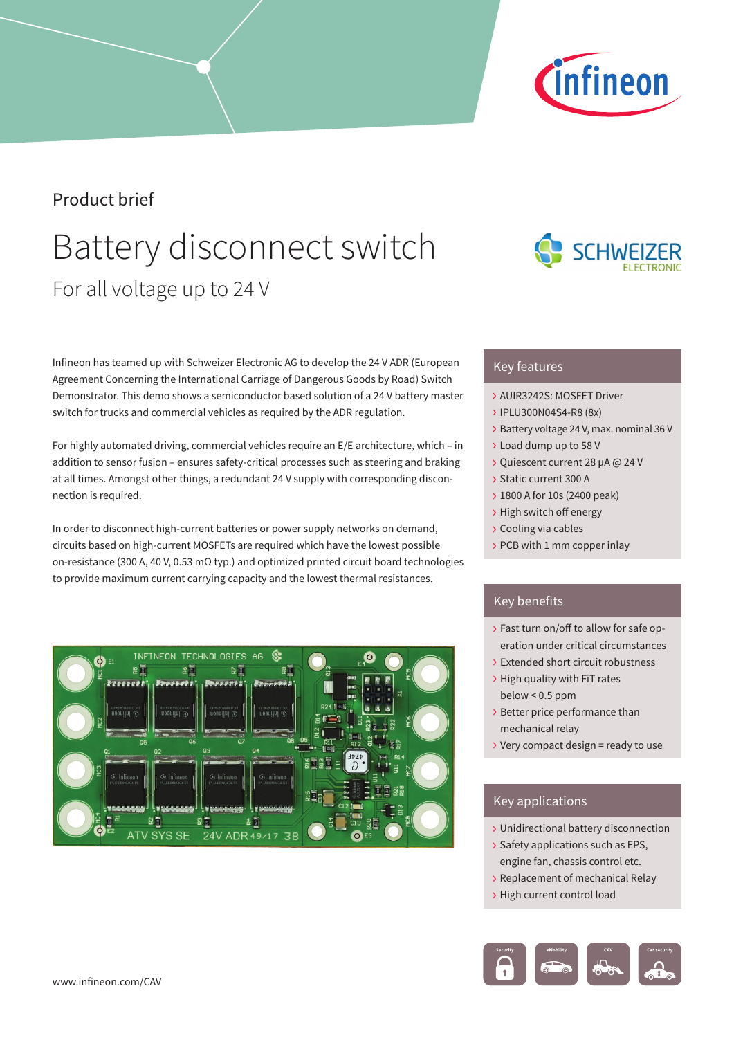Product brief

# Battery disconnect switch

## For all voltage up to 24 V

Infineon has teamed up with Schweizer Electronic AG to develop the 24 V ADR (European Agreement Concerning the International Carriage of Dangerous Goods by Road) Switch Demonstrator. This demo shows a semiconductor based solution of a 24 V battery master switch for trucks and commercial vehicles as required by the ADR regulation.

For highly automated driving, commercial vehicles require an E/E architecture, which – in addition to sensor fusion – ensures safety-critical processes such as steering and braking at all times. Amongst other things, a redundant 24 V supply with corresponding disconnection is required.

In order to disconnect high-current batteries or power supply networks on demand, circuits based on high-current MOSFETs are required which have the lowest possible on-resistance (300 A, 40 V, 0.53 mΩ typ.) and optimized printed circuit board technologies to provide maximum current carrying capacity and the lowest thermal resistances.

### Key features

- AUIR3242S: MOSFET Driver
- IPLU300N04S4-R8 (8x)
- Battery voltage 24 V, max. nominal 36 V
- Load dump up to 58 V
- Quiescent current 28 µA @ 24 V
- Static current 300 A
- 1800 A for 10s (2400 peak)
- High switch off energy
- Cooling via cables
- PCB with 1 mm copper inlay

### Key benefits

- Fast turn on/off to allow for safe operation under critical circumstances
- Extended short circuit robustness
- High quality with FiT rates below < 0.5 ppm
- Better price performance than mechanical relay
- Very compact design = ready to use

### Key applications

- Unidirectional battery disconnection
- Safety applications such as EPS, engine fan, chassis control etc.
- Replacement of mechanical Relay
- High current control load

www.infineon.com/CAV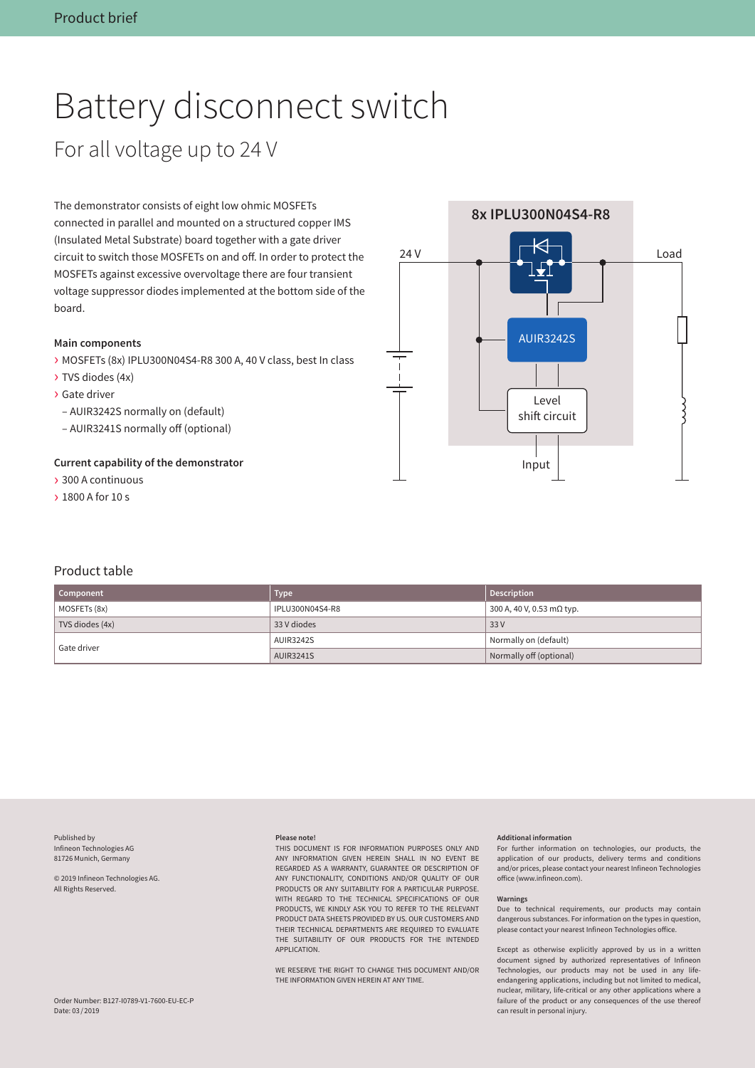# Battery disconnect switch

## For all voltage up to 24 V

The demonstrator consists of eight low ohmic MOSFETs connected in parallel and mounted on a structured copper IMS (Insulated Metal Substrate) board together with a gate driver circuit to switch those MOSFETs on and off. In order to protect the MOSFETs against excessive overvoltage there are four transient voltage suppressor diodes implemented at the bottom side of the board.

**Main components**

- MOSFETs (8x) IPLU300N04S4-R8 300 A, 40 V class, best In class
- TVS diodes (4x)
- Gate driver
  - AUIR3242S normally on (default)
  - AUIR3241S normally off (optional)

**Current capability of the demonstrator**

- 300 A continuous
- 1800 A for 10 s

8x IPLU300N04S4-R8

24 V

Load

AUIR3242S

Level shift circuit

Input

### Product table

| Component | Type | Description |
|---|---|---|
| MOSFETs (8x) | IPLU300N04S4-R8 | 300 A, 40 V, 0.53 mΩ typ. |
| TVS diodes (4x) | 33 V diodes | 33 V |
| Gate driver | AUIR3242S | Normally on (default) |
| | AUIR3241S | Normally off (optional) |

Published by
Infineon Technologies AG
81726 Munich, Germany

© 2019 Infineon Technologies AG.
All Rights Reserved.

Order Number: B127-I0789-V1-7600-EU-EC-P
Date: 03 / 2019

**Please note!**
THIS DOCUMENT IS FOR INFORMATION PURPOSES ONLY AND ANY INFORMATION GIVEN HEREIN SHALL IN NO EVENT BE REGARDED AS A WARRANTY, GUARANTEE OR DESCRIPTION OF ANY FUNCTIONALITY, CONDITIONS AND/OR QUALITY OF OUR PRODUCTS OR ANY SUITABILITY FOR A PARTICULAR PURPOSE. WITH REGARD TO THE TECHNICAL SPECIFICATIONS OF OUR PRODUCTS, WE KINDLY ASK YOU TO REFER TO THE RELEVANT PRODUCT DATA SHEETS PROVIDED BY US. OUR CUSTOMERS AND THEIR TECHNICAL DEPARTMENTS ARE REQUIRED TO EVALUATE THE SUITABILITY OF OUR PRODUCTS FOR THE INTENDED APPLICATION.

WE RESERVE THE RIGHT TO CHANGE THIS DOCUMENT AND/OR THE INFORMATION GIVEN HEREIN AT ANY TIME.

**Additional information**
For further information on technologies, our products, the application of our products, delivery terms and conditions and/or prices, please contact your nearest Infineon Technologies office (www.infineon.com).

**Warnings**
Due to technical requirements, our products may contain dangerous substances. For information on the types in question, please contact your nearest Infineon Technologies office.

Except as otherwise explicitly approved by us in a written document signed by authorized representatives of Infineon Technologies, our products may not be used in any life-endangering applications, including but not limited to medical, nuclear, military, life-critical or any other applications where a failure of the product or any consequences of the use thereof can result in personal injury.